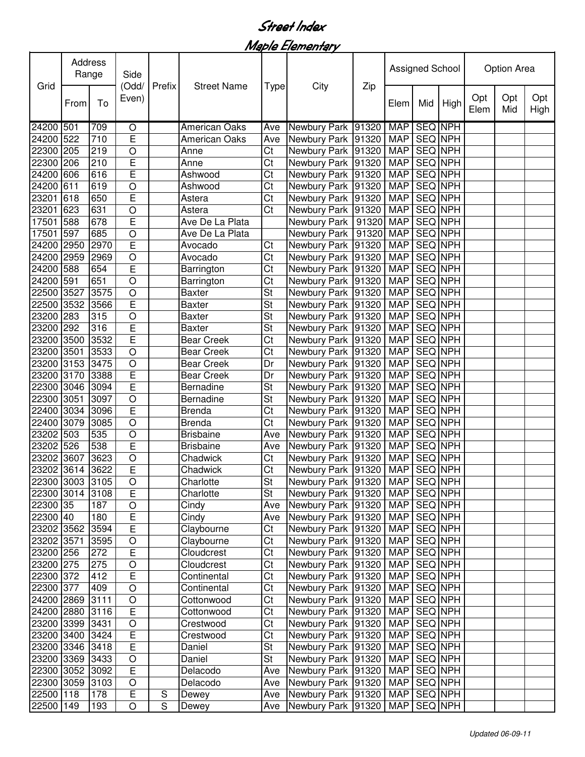# Street Index

## Maple Elementary

| Grid | Address Range | | Side (Odd/ Even) | Prefix | Street Name | Type | City | Zip | Assigned School | | | Option Area | | |
|---|---|---|---|---|---|---|---|---|---|---|---|---|---|---|
| | From | To | | | | | | | Elem | Mid | High | Opt Elem | Opt Mid | Opt High |
| 24200 | 501 | 709 | O | | American Oaks | Ave | Newbury Park | 91320 | MAP | SEQ | NPH | | | |
| 24200 | 522 | 710 | E | | American Oaks | Ave | Newbury Park | 91320 | MAP | SEQ | NPH | | | |
| 22300 | 205 | 219 | O | | Anne | Ct | Newbury Park | 91320 | MAP | SEQ | NPH | | | |
| 22300 | 206 | 210 | E | | Anne | Ct | Newbury Park | 91320 | MAP | SEQ | NPH | | | |
| 24200 | 606 | 616 | E | | Ashwood | Ct | Newbury Park | 91320 | MAP | SEQ | NPH | | | |
| 24200 | 611 | 619 | O | | Ashwood | Ct | Newbury Park | 91320 | MAP | SEQ | NPH | | | |
| 23201 | 618 | 650 | E | | Astera | Ct | Newbury Park | 91320 | MAP | SEQ | NPH | | | |
| 23201 | 623 | 631 | O | | Astera | Ct | Newbury Park | 91320 | MAP | SEQ | NPH | | | |
| 17501 | 588 | 678 | E | | Ave De La Plata | | Newbury Park | 91320 | MAP | SEQ | NPH | | | |
| 17501 | 597 | 685 | O | | Ave De La Plata | | Newbury Park | 91320 | MAP | SEQ | NPH | | | |
| 24200 | 2950 | 2970 | E | | Avocado | Ct | Newbury Park | 91320 | MAP | SEQ | NPH | | | |
| 24200 | 2959 | 2969 | O | | Avocado | Ct | Newbury Park | 91320 | MAP | SEQ | NPH | | | |
| 24200 | 588 | 654 | E | | Barrington | Ct | Newbury Park | 91320 | MAP | SEQ | NPH | | | |
| 24200 | 591 | 651 | O | | Barrington | Ct | Newbury Park | 91320 | MAP | SEQ | NPH | | | |
| 22500 | 3527 | 3575 | O | | Baxter | St | Newbury Park | 91320 | MAP | SEQ | NPH | | | |
| 22500 | 3532 | 3566 | E | | Baxter | St | Newbury Park | 91320 | MAP | SEQ | NPH | | | |
| 23200 | 283 | 315 | O | | Baxter | St | Newbury Park | 91320 | MAP | SEQ | NPH | | | |
| 23200 | 292 | 316 | E | | Baxter | St | Newbury Park | 91320 | MAP | SEQ | NPH | | | |
| 23200 | 3500 | 3532 | E | | Bear Creek | Ct | Newbury Park | 91320 | MAP | SEQ | NPH | | | |
| 23200 | 3501 | 3533 | O | | Bear Creek | Ct | Newbury Park | 91320 | MAP | SEQ | NPH | | | |
| 23200 | 3153 | 3475 | O | | Bear Creek | Dr | Newbury Park | 91320 | MAP | SEQ | NPH | | | |
| 23200 | 3170 | 3388 | E | | Bear Creek | Dr | Newbury Park | 91320 | MAP | SEQ | NPH | | | |
| 22300 | 3046 | 3094 | E | | Bernadine | St | Newbury Park | 91320 | MAP | SEQ | NPH | | | |
| 22300 | 3051 | 3097 | O | | Bernadine | St | Newbury Park | 91320 | MAP | SEQ | NPH | | | |
| 22400 | 3034 | 3096 | E | | Brenda | Ct | Newbury Park | 91320 | MAP | SEQ | NPH | | | |
| 22400 | 3079 | 3085 | O | | Brenda | Ct | Newbury Park | 91320 | MAP | SEQ | NPH | | | |
| 23202 | 503 | 535 | O | | Brisbaine | Ave | Newbury Park | 91320 | MAP | SEQ | NPH | | | |
| 23202 | 526 | 538 | E | | Brisbaine | Ave | Newbury Park | 91320 | MAP | SEQ | NPH | | | |
| 23202 | 3607 | 3623 | O | | Chadwick | Ct | Newbury Park | 91320 | MAP | SEQ | NPH | | | |
| 23202 | 3614 | 3622 | E | | Chadwick | Ct | Newbury Park | 91320 | MAP | SEQ | NPH | | | |
| 22300 | 3003 | 3105 | O | | Charlotte | St | Newbury Park | 91320 | MAP | SEQ | NPH | | | |
| 22300 | 3014 | 3108 | E | | Charlotte | St | Newbury Park | 91320 | MAP | SEQ | NPH | | | |
| 22300 | 35 | 187 | O | | Cindy | Ave | Newbury Park | 91320 | MAP | SEQ | NPH | | | |
| 22300 | 40 | 180 | E | | Cindy | Ave | Newbury Park | 91320 | MAP | SEQ | NPH | | | |
| 23202 | 3562 | 3594 | E | | Claybourne | Ct | Newbury Park | 91320 | MAP | SEQ | NPH | | | |
| 23202 | 3571 | 3595 | O | | Claybourne | Ct | Newbury Park | 91320 | MAP | SEQ | NPH | | | |
| 23200 | 256 | 272 | E | | Cloudcrest | Ct | Newbury Park | 91320 | MAP | SEQ | NPH | | | |
| 23200 | 275 | 275 | O | | Cloudcrest | Ct | Newbury Park | 91320 | MAP | SEQ | NPH | | | |
| 22300 | 372 | 412 | E | | Continental | Ct | Newbury Park | 91320 | MAP | SEQ | NPH | | | |
| 22300 | 377 | 409 | O | | Continental | Ct | Newbury Park | 91320 | MAP | SEQ | NPH | | | |
| 24200 | 2869 | 3111 | O | | Cottonwood | Ct | Newbury Park | 91320 | MAP | SEQ | NPH | | | |
| 24200 | 2880 | 3116 | E | | Cottonwood | Ct | Newbury Park | 91320 | MAP | SEQ | NPH | | | |
| 23200 | 3399 | 3431 | O | | Crestwood | Ct | Newbury Park | 91320 | MAP | SEQ | NPH | | | |
| 23200 | 3400 | 3424 | E | | Crestwood | Ct | Newbury Park | 91320 | MAP | SEQ | NPH | | | |
| 23200 | 3346 | 3418 | E | | Daniel | St | Newbury Park | 91320 | MAP | SEQ | NPH | | | |
| 23200 | 3369 | 3433 | O | | Daniel | St | Newbury Park | 91320 | MAP | SEQ | NPH | | | |
| 22300 | 3052 | 3092 | E | | Delacodo | Ave | Newbury Park | 91320 | MAP | SEQ | NPH | | | |
| 22300 | 3059 | 3103 | O | | Delacodo | Ave | Newbury Park | 91320 | MAP | SEQ | NPH | | | |
| 22500 | 118 | 178 | E | S | Dewey | Ave | Newbury Park | 91320 | MAP | SEQ | NPH | | | |
| 22500 | 149 | 193 | O | S | Dewey | Ave | Newbury Park | 91320 | MAP | SEQ | NPH | | | |

*Updated 06-09-11*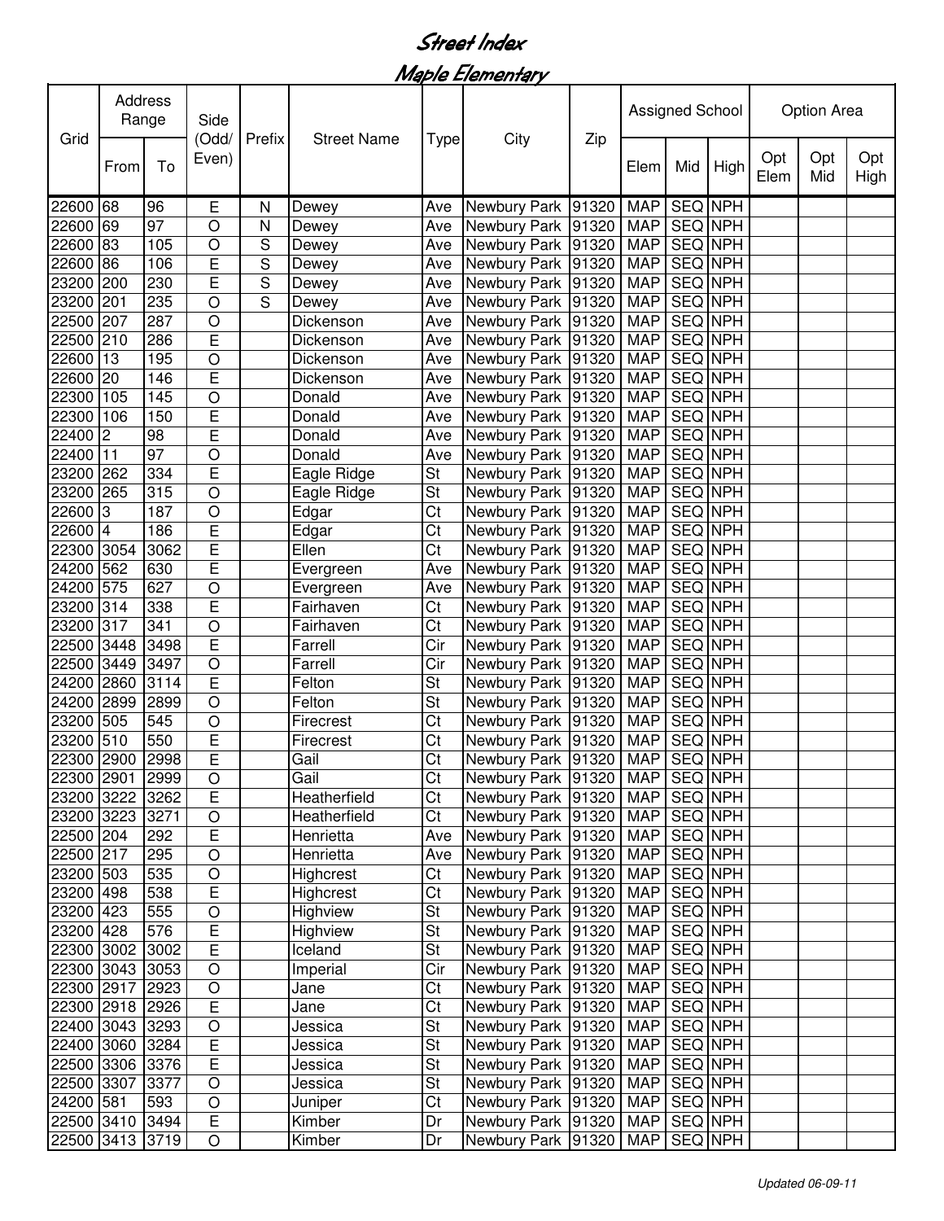# Street Index

## Maple Elementary

| Grid | Address Range | | Side (Odd/ Even) | Prefix | Street Name | Type | City | Zip | Assigned School | | | Option Area | | |
|---|---|---|---|---|---|---|---|---|---|---|---|---|---|---|
| | From | To | | | | | | | Elem | Mid | High | Opt Elem | Opt Mid | Opt High |
| 22600 | 68 | 96 | E | N | Dewey | Ave | Newbury Park | 91320 | MAP | SEQ | NPH | | | |
| 22600 | 69 | 97 | O | N | Dewey | Ave | Newbury Park | 91320 | MAP | SEQ | NPH | | | |
| 22600 | 83 | 105 | O | S | Dewey | Ave | Newbury Park | 91320 | MAP | SEQ | NPH | | | |
| 22600 | 86 | 106 | E | S | Dewey | Ave | Newbury Park | 91320 | MAP | SEQ | NPH | | | |
| 23200 | 200 | 230 | E | S | Dewey | Ave | Newbury Park | 91320 | MAP | SEQ | NPH | | | |
| 23200 | 201 | 235 | O | S | Dewey | Ave | Newbury Park | 91320 | MAP | SEQ | NPH | | | |
| 22500 | 207 | 287 | O | | Dickenson | Ave | Newbury Park | 91320 | MAP | SEQ | NPH | | | |
| 22500 | 210 | 286 | E | | Dickenson | Ave | Newbury Park | 91320 | MAP | SEQ | NPH | | | |
| 22600 | 13 | 195 | O | | Dickenson | Ave | Newbury Park | 91320 | MAP | SEQ | NPH | | | |
| 22600 | 20 | 146 | E | | Dickenson | Ave | Newbury Park | 91320 | MAP | SEQ | NPH | | | |
| 22300 | 105 | 145 | O | | Donald | Ave | Newbury Park | 91320 | MAP | SEQ | NPH | | | |
| 22300 | 106 | 150 | E | | Donald | Ave | Newbury Park | 91320 | MAP | SEQ | NPH | | | |
| 22400 | 2 | 98 | E | | Donald | Ave | Newbury Park | 91320 | MAP | SEQ | NPH | | | |
| 22400 | 11 | 97 | O | | Donald | Ave | Newbury Park | 91320 | MAP | SEQ | NPH | | | |
| 23200 | 262 | 334 | E | | Eagle Ridge | St | Newbury Park | 91320 | MAP | SEQ | NPH | | | |
| 23200 | 265 | 315 | O | | Eagle Ridge | St | Newbury Park | 91320 | MAP | SEQ | NPH | | | |
| 22600 | 3 | 187 | O | | Edgar | Ct | Newbury Park | 91320 | MAP | SEQ | NPH | | | |
| 22600 | 4 | 186 | E | | Edgar | Ct | Newbury Park | 91320 | MAP | SEQ | NPH | | | |
| 22300 | 3054 | 3062 | E | | Ellen | Ct | Newbury Park | 91320 | MAP | SEQ | NPH | | | |
| 24200 | 562 | 630 | E | | Evergreen | Ave | Newbury Park | 91320 | MAP | SEQ | NPH | | | |
| 24200 | 575 | 627 | O | | Evergreen | Ave | Newbury Park | 91320 | MAP | SEQ | NPH | | | |
| 23200 | 314 | 338 | E | | Fairhaven | Ct | Newbury Park | 91320 | MAP | SEQ | NPH | | | |
| 23200 | 317 | 341 | O | | Fairhaven | Ct | Newbury Park | 91320 | MAP | SEQ | NPH | | | |
| 22500 | 3448 | 3498 | E | | Farrell | Cir | Newbury Park | 91320 | MAP | SEQ | NPH | | | |
| 22500 | 3449 | 3497 | O | | Farrell | Cir | Newbury Park | 91320 | MAP | SEQ | NPH | | | |
| 24200 | 2860 | 3114 | E | | Felton | St | Newbury Park | 91320 | MAP | SEQ | NPH | | | |
| 24200 | 2899 | 2899 | O | | Felton | St | Newbury Park | 91320 | MAP | SEQ | NPH | | | |
| 23200 | 505 | 545 | O | | Firecrest | Ct | Newbury Park | 91320 | MAP | SEQ | NPH | | | |
| 23200 | 510 | 550 | E | | Firecrest | Ct | Newbury Park | 91320 | MAP | SEQ | NPH | | | |
| 22300 | 2900 | 2998 | E | | Gail | Ct | Newbury Park | 91320 | MAP | SEQ | NPH | | | |
| 22300 | 2901 | 2999 | O | | Gail | Ct | Newbury Park | 91320 | MAP | SEQ | NPH | | | |
| 23200 | 3222 | 3262 | E | | Heatherfield | Ct | Newbury Park | 91320 | MAP | SEQ | NPH | | | |
| 23200 | 3223 | 3271 | O | | Heatherfield | Ct | Newbury Park | 91320 | MAP | SEQ | NPH | | | |
| 22500 | 204 | 292 | E | | Henrietta | Ave | Newbury Park | 91320 | MAP | SEQ | NPH | | | |
| 22500 | 217 | 295 | O | | Henrietta | Ave | Newbury Park | 91320 | MAP | SEQ | NPH | | | |
| 23200 | 503 | 535 | O | | Highcrest | Ct | Newbury Park | 91320 | MAP | SEQ | NPH | | | |
| 23200 | 498 | 538 | E | | Highcrest | Ct | Newbury Park | 91320 | MAP | SEQ | NPH | | | |
| 23200 | 423 | 555 | O | | Highview | St | Newbury Park | 91320 | MAP | SEQ | NPH | | | |
| 23200 | 428 | 576 | E | | Highview | St | Newbury Park | 91320 | MAP | SEQ | NPH | | | |
| 22300 | 3002 | 3002 | E | | Iceland | St | Newbury Park | 91320 | MAP | SEQ | NPH | | | |
| 22300 | 3043 | 3053 | O | | Imperial | Cir | Newbury Park | 91320 | MAP | SEQ | NPH | | | |
| 22300 | 2917 | 2923 | O | | Jane | Ct | Newbury Park | 91320 | MAP | SEQ | NPH | | | |
| 22300 | 2918 | 2926 | E | | Jane | Ct | Newbury Park | 91320 | MAP | SEQ | NPH | | | |
| 22400 | 3043 | 3293 | O | | Jessica | St | Newbury Park | 91320 | MAP | SEQ | NPH | | | |
| 22400 | 3060 | 3284 | E | | Jessica | St | Newbury Park | 91320 | MAP | SEQ | NPH | | | |
| 22500 | 3306 | 3376 | E | | Jessica | St | Newbury Park | 91320 | MAP | SEQ | NPH | | | |
| 22500 | 3307 | 3377 | O | | Jessica | St | Newbury Park | 91320 | MAP | SEQ | NPH | | | |
| 24200 | 581 | 593 | O | | Juniper | Ct | Newbury Park | 91320 | MAP | SEQ | NPH | | | |
| 22500 | 3410 | 3494 | E | | Kimber | Dr | Newbury Park | 91320 | MAP | SEQ | NPH | | | |
| 22500 | 3413 | 3719 | O | | Kimber | Dr | Newbury Park | 91320 | MAP | SEQ | NPH | | | |

*Updated 06-09-11*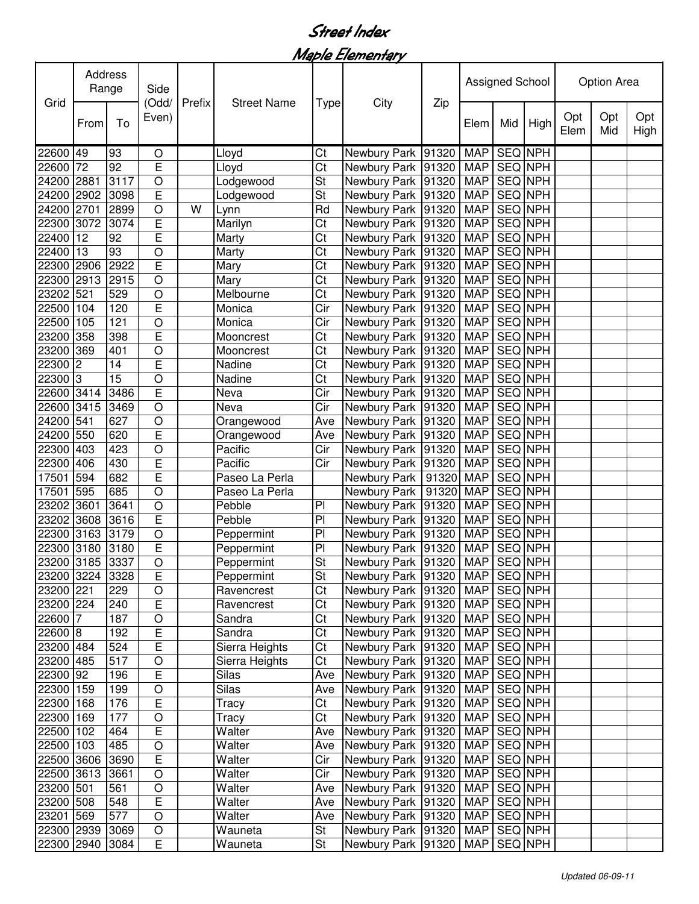# Street Index

## Maple Elementary

| Grid | Address Range | | Side (Odd/ Even) | Prefix | Street Name | Type | City | Zip | Assigned School | | | Option Area | | |
|---|---|---|---|---|---|---|---|---|---|---|---|---|---|---|
| | From | To | | | | | | | Elem | Mid | High | Opt Elem | Opt Mid | Opt High |
| 22600 | 49 | 93 | O | | Lloyd | Ct | Newbury Park | 91320 | MAP | SEQ | NPH | | | |
| 22600 | 72 | 92 | E | | Lloyd | Ct | Newbury Park | 91320 | MAP | SEQ | NPH | | | |
| 24200 | 2881 | 3117 | O | | Lodgewood | St | Newbury Park | 91320 | MAP | SEQ | NPH | | | |
| 24200 | 2902 | 3098 | E | | Lodgewood | St | Newbury Park | 91320 | MAP | SEQ | NPH | | | |
| 24200 | 2701 | 2899 | O | W | Lynn | Rd | Newbury Park | 91320 | MAP | SEQ | NPH | | | |
| 22300 | 3072 | 3074 | E | | Marilyn | Ct | Newbury Park | 91320 | MAP | SEQ | NPH | | | |
| 22400 | 12 | 92 | E | | Marty | Ct | Newbury Park | 91320 | MAP | SEQ | NPH | | | |
| 22400 | 13 | 93 | O | | Marty | Ct | Newbury Park | 91320 | MAP | SEQ | NPH | | | |
| 22300 | 2906 | 2922 | E | | Mary | Ct | Newbury Park | 91320 | MAP | SEQ | NPH | | | |
| 22300 | 2913 | 2915 | O | | Mary | Ct | Newbury Park | 91320 | MAP | SEQ | NPH | | | |
| 23202 | 521 | 529 | O | | Melbourne | Ct | Newbury Park | 91320 | MAP | SEQ | NPH | | | |
| 22500 | 104 | 120 | E | | Monica | Cir | Newbury Park | 91320 | MAP | SEQ | NPH | | | |
| 22500 | 105 | 121 | O | | Monica | Cir | Newbury Park | 91320 | MAP | SEQ | NPH | | | |
| 23200 | 358 | 398 | E | | Mooncrest | Ct | Newbury Park | 91320 | MAP | SEQ | NPH | | | |
| 23200 | 369 | 401 | O | | Mooncrest | Ct | Newbury Park | 91320 | MAP | SEQ | NPH | | | |
| 22300 | 2 | 14 | E | | Nadine | Ct | Newbury Park | 91320 | MAP | SEQ | NPH | | | |
| 22300 | 3 | 15 | O | | Nadine | Ct | Newbury Park | 91320 | MAP | SEQ | NPH | | | |
| 22600 | 3414 | 3486 | E | | Neva | Cir | Newbury Park | 91320 | MAP | SEQ | NPH | | | |
| 22600 | 3415 | 3469 | O | | Neva | Cir | Newbury Park | 91320 | MAP | SEQ | NPH | | | |
| 24200 | 541 | 627 | O | | Orangewood | Ave | Newbury Park | 91320 | MAP | SEQ | NPH | | | |
| 24200 | 550 | 620 | E | | Orangewood | Ave | Newbury Park | 91320 | MAP | SEQ | NPH | | | |
| 22300 | 403 | 423 | O | | Pacific | Cir | Newbury Park | 91320 | MAP | SEQ | NPH | | | |
| 22300 | 406 | 430 | E | | Pacific | Cir | Newbury Park | 91320 | MAP | SEQ | NPH | | | |
| 17501 | 594 | 682 | E | | Paseo La Perla | | Newbury Park | 91320 | MAP | SEQ | NPH | | | |
| 17501 | 595 | 685 | O | | Paseo La Perla | | Newbury Park | 91320 | MAP | SEQ | NPH | | | |
| 23202 | 3601 | 3641 | O | | Pebble | Pl | Newbury Park | 91320 | MAP | SEQ | NPH | | | |
| 23202 | 3608 | 3616 | E | | Pebble | Pl | Newbury Park | 91320 | MAP | SEQ | NPH | | | |
| 22300 | 3163 | 3179 | O | | Peppermint | Pl | Newbury Park | 91320 | MAP | SEQ | NPH | | | |
| 22300 | 3180 | 3180 | E | | Peppermint | Pl | Newbury Park | 91320 | MAP | SEQ | NPH | | | |
| 23200 | 3185 | 3337 | O | | Peppermint | St | Newbury Park | 91320 | MAP | SEQ | NPH | | | |
| 23200 | 3224 | 3328 | E | | Peppermint | St | Newbury Park | 91320 | MAP | SEQ | NPH | | | |
| 23200 | 221 | 229 | O | | Ravencrest | Ct | Newbury Park | 91320 | MAP | SEQ | NPH | | | |
| 23200 | 224 | 240 | E | | Ravencrest | Ct | Newbury Park | 91320 | MAP | SEQ | NPH | | | |
| 22600 | 7 | 187 | O | | Sandra | Ct | Newbury Park | 91320 | MAP | SEQ | NPH | | | |
| 22600 | 8 | 192 | E | | Sandra | Ct | Newbury Park | 91320 | MAP | SEQ | NPH | | | |
| 23200 | 484 | 524 | E | | Sierra Heights | Ct | Newbury Park | 91320 | MAP | SEQ | NPH | | | |
| 23200 | 485 | 517 | O | | Sierra Heights | Ct | Newbury Park | 91320 | MAP | SEQ | NPH | | | |
| 22300 | 92 | 196 | E | | Silas | Ave | Newbury Park | 91320 | MAP | SEQ | NPH | | | |
| 22300 | 159 | 199 | O | | Silas | Ave | Newbury Park | 91320 | MAP | SEQ | NPH | | | |
| 22300 | 168 | 176 | E | | Tracy | Ct | Newbury Park | 91320 | MAP | SEQ | NPH | | | |
| 22300 | 169 | 177 | O | | Tracy | Ct | Newbury Park | 91320 | MAP | SEQ | NPH | | | |
| 22500 | 102 | 464 | E | | Walter | Ave | Newbury Park | 91320 | MAP | SEQ | NPH | | | |
| 22500 | 103 | 485 | O | | Walter | Ave | Newbury Park | 91320 | MAP | SEQ | NPH | | | |
| 22500 | 3606 | 3690 | E | | Walter | Cir | Newbury Park | 91320 | MAP | SEQ | NPH | | | |
| 22500 | 3613 | 3661 | O | | Walter | Cir | Newbury Park | 91320 | MAP | SEQ | NPH | | | |
| 23200 | 501 | 561 | O | | Walter | Ave | Newbury Park | 91320 | MAP | SEQ | NPH | | | |
| 23200 | 508 | 548 | E | | Walter | Ave | Newbury Park | 91320 | MAP | SEQ | NPH | | | |
| 23201 | 569 | 577 | O | | Walter | Ave | Newbury Park | 91320 | MAP | SEQ | NPH | | | |
| 22300 | 2939 | 3069 | O | | Wauneta | St | Newbury Park | 91320 | MAP | SEQ | NPH | | | |
| 22300 | 2940 | 3084 | E | | Wauneta | St | Newbury Park | 91320 | MAP | SEQ | NPH | | | |

*Updated 06-09-11*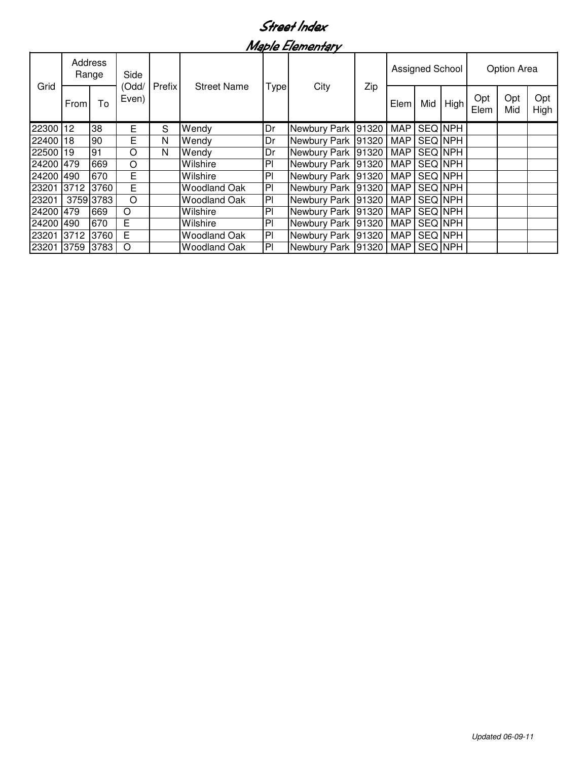# Street Index

## Maple Elementary

| Grid | Address Range | | Side (Odd/ Even) | Prefix | Street Name | Type | City | Zip | Assigned School | | | Option Area | | |
|---|---|---|---|---|---|---|---|---|---|---|---|---|---|---|
| | From | To | | | | | | | Elem | Mid | High | Opt Elem | Opt Mid | Opt High |
| 22300 | 12 | 38 | E | S | Wendy | Dr | Newbury Park | 91320 | MAP | SEQ | NPH | | | |
| 22400 | 18 | 90 | E | N | Wendy | Dr | Newbury Park | 91320 | MAP | SEQ | NPH | | | |
| 22500 | 19 | 91 | O | N | Wendy | Dr | Newbury Park | 91320 | MAP | SEQ | NPH | | | |
| 24200 | 479 | 669 | O | | Wilshire | Pl | Newbury Park | 91320 | MAP | SEQ | NPH | | | |
| 24200 | 490 | 670 | E | | Wilshire | Pl | Newbury Park | 91320 | MAP | SEQ | NPH | | | |
| 23201 | 3712 | 3760 | E | | Woodland Oak | Pl | Newbury Park | 91320 | MAP | SEQ | NPH | | | |
| 23201 | 3759 | 3783 | O | | Woodland Oak | Pl | Newbury Park | 91320 | MAP | SEQ | NPH | | | |
| 24200 | 479 | 669 | O | | Wilshire | Pl | Newbury Park | 91320 | MAP | SEQ | NPH | | | |
| 24200 | 490 | 670 | E | | Wilshire | Pl | Newbury Park | 91320 | MAP | SEQ | NPH | | | |
| 23201 | 3712 | 3760 | E | | Woodland Oak | Pl | Newbury Park | 91320 | MAP | SEQ | NPH | | | |
| 23201 | 3759 | 3783 | O | | Woodland Oak | Pl | Newbury Park | 91320 | MAP | SEQ | NPH | | | |

*Updated 06-09-11*